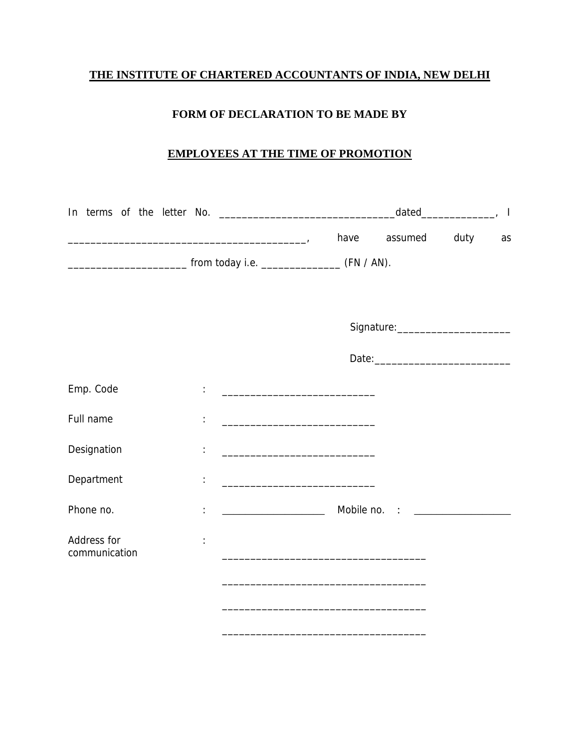# THE INSTITUTE OF CHARTERED ACCOUNTANTS OF INDIA, NEW DELHI

## FORM OF DECLARATION TO BE MADE BY

## EMPLOYEES AT THE TIME OF PROMOTION

In terms of the letter No. ______________________________dated_____________, I __________________________________________, have assumed duty as _____________________ from today i.e. ______________ (FN / AN).

Signature:____________________

Date:________________________

Emp. Code : ___________________________

Full name : ___________________________

Designation : ___________________________

Department : ___________________________

Phone no. : ___________________ Mobile no. : __________________

Address for communication :

____________________________________

____________________________________

____________________________________

____________________________________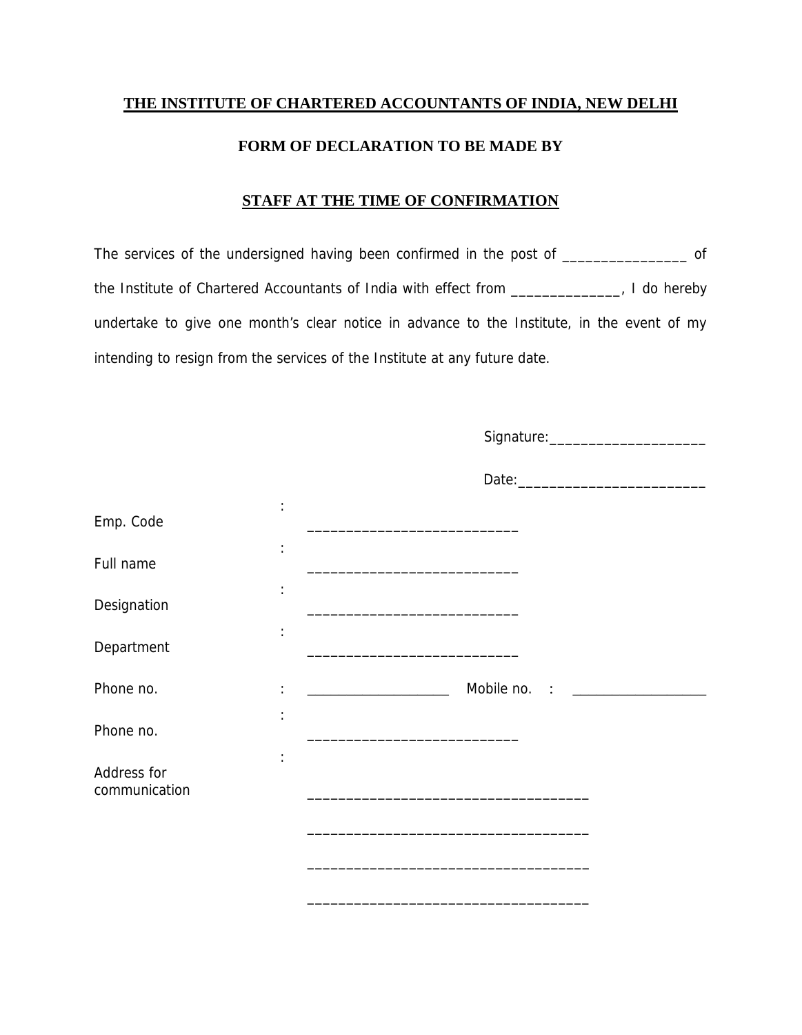**THE INSTITUTE OF CHARTERED ACCOUNTANTS OF INDIA, NEW DELHI**

**FORM OF DECLARATION TO BE MADE BY**

**STAFF AT THE TIME OF CONFIRMATION**

The services of the undersigned having been confirmed in the post of ________________ of the Institute of Chartered Accountants of India with effect from ______________, I do hereby undertake to give one month's clear notice in advance to the Institute, in the event of my intending to resign from the services of the Institute at any future date.

Signature:____________________

Date:_________________________

Emp. Code : ___________________________

Full name : ___________________________

Designation : ___________________________

Department : ___________________________

Phone no. : ___________________ Mobile no. : __________________

Phone no. : ___________________________

Address for communication :

____________________________________

____________________________________

____________________________________

____________________________________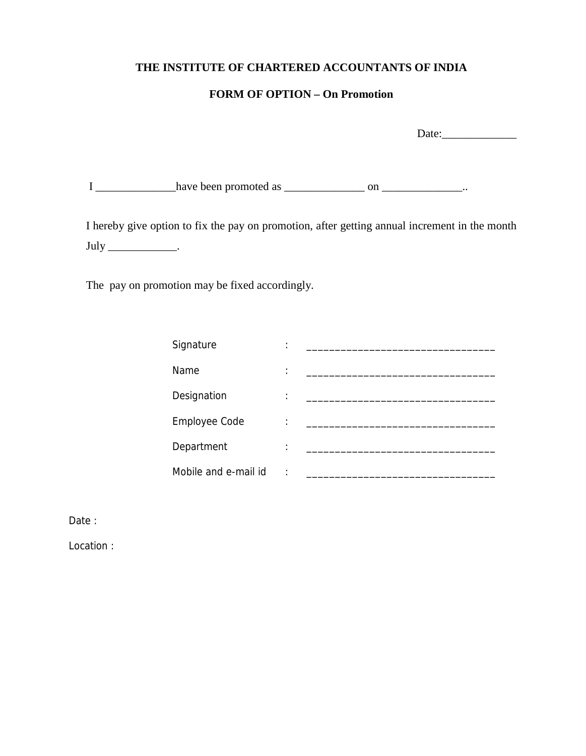**THE INSTITUTE OF CHARTERED ACCOUNTANTS OF INDIA**

**FORM OF OPTION – On Promotion**

Date:_____________

I ______________have been promoted as ______________ on ______________..

I hereby give option to fix the pay on promotion, after getting annual increment in the month July ____________.

The pay on promotion may be fixed accordingly.

| | | |
|---|---|---|
| Signature | : | _________________________________ |
| Name | : | _________________________________ |
| Designation | : | _________________________________ |
| Employee Code | : | _________________________________ |
| Department | : | _________________________________ |
| Mobile and e-mail id | : | _________________________________ |

Date :

Location :